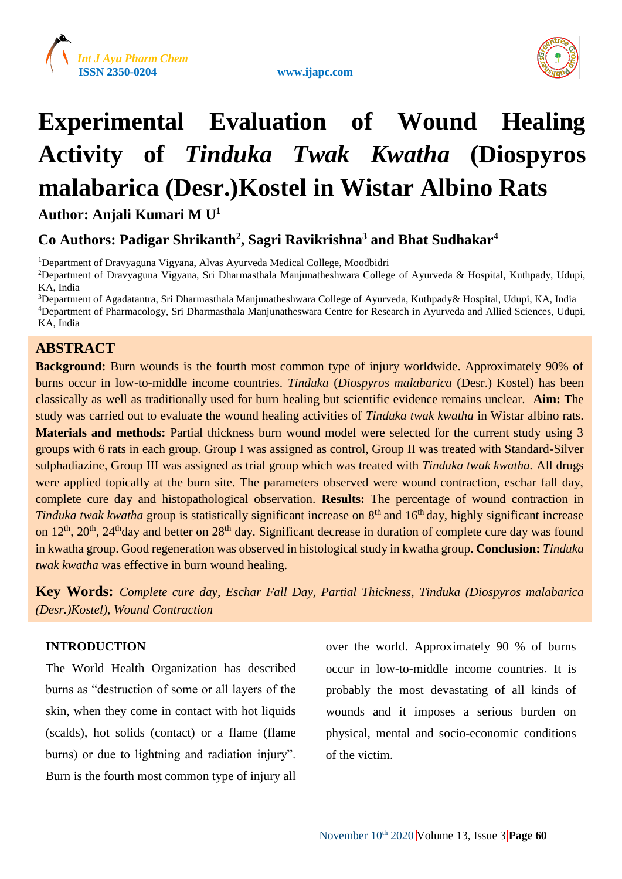# Experimental Evaluation of Wound Healing Activity of *Tinduka Twak Kwatha* (Diospyros malabarica (Desr.)Kostel in Wistar Albino Rats

**Author: Anjali Kumari M U[1]**

**Co Authors: Padigar Shrikanth[2], Sagri Ravikrishna[3] and Bhat Sudhakar[4]**

[1]Department of Dravyaguna Vigyana, Alvas Ayurveda Medical College, Moodbidri

[2]Department of Dravyaguna Vigyana, Sri Dharmasthala Manjunatheshwara College of Ayurveda & Hospital, Kuthpady, Udupi, KA, India

[3]Department of Agadatantra, Sri Dharmasthala Manjunatheshwara College of Ayurveda, Kuthpady& Hospital, Udupi, KA, India

[4]Department of Pharmacology, Sri Dharmasthala Manjunatheswara Centre for Research in Ayurveda and Allied Sciences, Udupi, KA, India

## ABSTRACT

**Background:** Burn wounds is the fourth most common type of injury worldwide. Approximately 90% of burns occur in low-to-middle income countries. *Tinduka* (*Diospyros malabarica* (Desr.) Kostel) has been classically as well as traditionally used for burn healing but scientific evidence remains unclear. **Aim:** The study was carried out to evaluate the wound healing activities of *Tinduka twak kwatha* in Wistar albino rats. **Materials and methods:** Partial thickness burn wound model were selected for the current study using 3 groups with 6 rats in each group. Group I was assigned as control, Group II was treated with Standard-Silver sulphadiazine, Group III was assigned as trial group which was treated with *Tinduka twak kwatha.* All drugs were applied topically at the burn site. The parameters observed were wound contraction, eschar fall day, complete cure day and histopathological observation. **Results:** The percentage of wound contraction in *Tinduka twak kwatha* group is statistically significant increase on 8th and 16th day, highly significant increase on 12th, 20th, 24th day and better on 28th day. Significant decrease in duration of complete cure day was found in kwatha group. Good regeneration was observed in histological study in kwatha group. **Conclusion:** *Tinduka twak kwatha* was effective in burn wound healing.

**Key Words:** *Complete cure day, Eschar Fall Day, Partial Thickness, Tinduka (Diospyros malabarica (Desr.)Kostel), Wound Contraction*

## INTRODUCTION

The World Health Organization has described burns as "destruction of some or all layers of the skin, when they come in contact with hot liquids (scalds), hot solids (contact) or a flame (flame burns) or due to lightning and radiation injury". Burn is the fourth most common type of injury all over the world. Approximately 90 % of burns occur in low-to-middle income countries. It is probably the most devastating of all kinds of wounds and it imposes a serious burden on physical, mental and socio-economic conditions of the victim.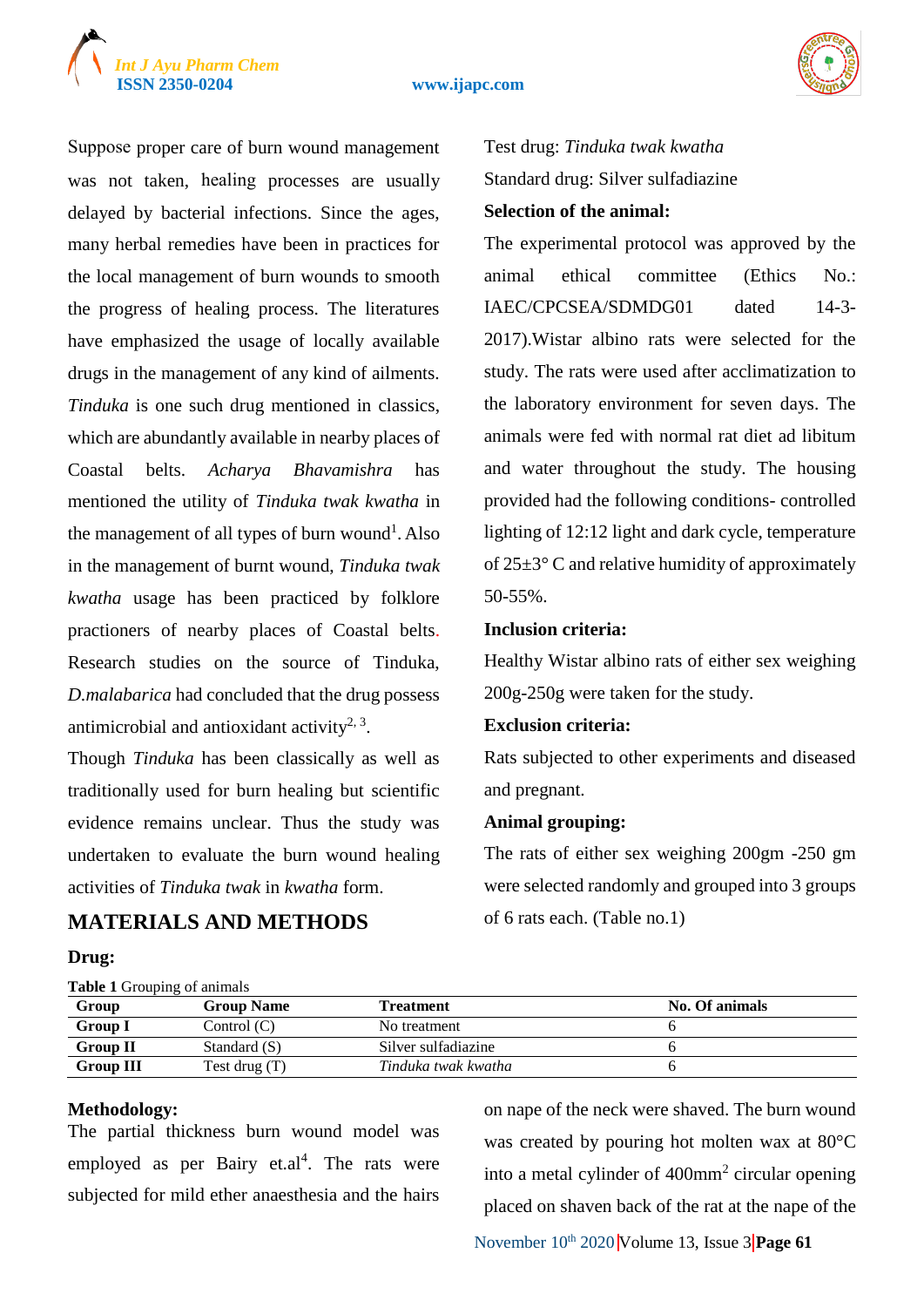Suppose proper care of burn wound management was not taken, healing processes are usually delayed by bacterial infections. Since the ages, many herbal remedies have been in practices for the local management of burn wounds to smooth the progress of healing process. The literatures have emphasized the usage of locally available drugs in the management of any kind of ailments. *Tinduka* is one such drug mentioned in classics, which are abundantly available in nearby places of Coastal belts. *Acharya Bhavamishra* has mentioned the utility of *Tinduka twak kwatha* in the management of all types of burn wound[1]. Also in the management of burnt wound, *Tinduka twak kwatha* usage has been practiced by folklore practioners of nearby places of Coastal belts. Research studies on the source of Tinduka, *D.malabarica* had concluded that the drug possess antimicrobial and antioxidant activity[2, 3].

Though *Tinduka* has been classically as well as traditionally used for burn healing but scientific evidence remains unclear. Thus the study was undertaken to evaluate the burn wound healing activities of *Tinduka twak* in *kwatha* form.

## MATERIALS AND METHODS

**Drug:**

Test drug: *Tinduka twak kwatha*

Standard drug: Silver sulfadiazine

**Selection of the animal:**

The experimental protocol was approved by the animal ethical committee (Ethics No.: IAEC/CPCSEA/SDMDG01 dated 14-3-2017).Wistar albino rats were selected for the study. The rats were used after acclimatization to the laboratory environment for seven days. The animals were fed with normal rat diet ad libitum and water throughout the study. The housing provided had the following conditions- controlled lighting of 12:12 light and dark cycle, temperature of 25±3° C and relative humidity of approximately 50-55%.

**Inclusion criteria:**

Healthy Wistar albino rats of either sex weighing 200g-250g were taken for the study.

**Exclusion criteria:**

Rats subjected to other experiments and diseased and pregnant.

**Animal grouping:**

The rats of either sex weighing 200gm -250 gm were selected randomly and grouped into 3 groups of 6 rats each. (Table no.1)

**Table 1** Grouping of animals

| Group | Group Name | Treatment | No. Of animals |
|---|---|---|---|
| **Group I** | Control (C) | No treatment | 6 |
| **Group II** | Standard (S) | Silver sulfadiazine | 6 |
| **Group III** | Test drug (T) | *Tinduka twak kwatha* | 6 |

**Methodology:**

The partial thickness burn wound model was employed as per Bairy et.al[4]. The rats were subjected for mild ether anaesthesia and the hairs on nape of the neck were shaved. The burn wound was created by pouring hot molten wax at 80°C into a metal cylinder of 400mm$^2$ circular opening placed on shaven back of the rat at the nape of the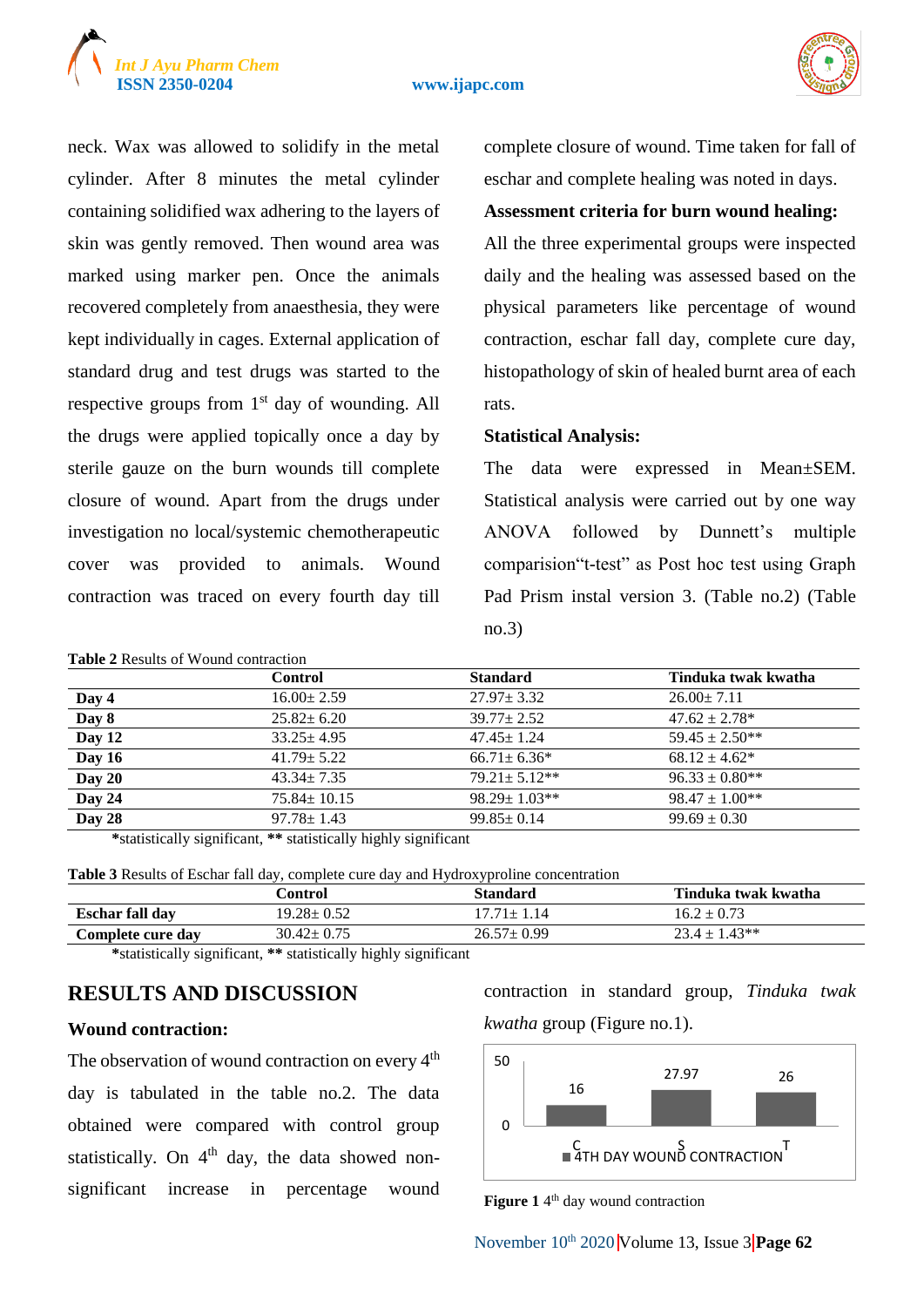neck. Wax was allowed to solidify in the metal cylinder. After 8 minutes the metal cylinder containing solidified wax adhering to the layers of skin was gently removed. Then wound area was marked using marker pen. Once the animals recovered completely from anaesthesia, they were kept individually in cages. External application of standard drug and test drugs was started to the respective groups from 1st day of wounding. All the drugs were applied topically once a day by sterile gauze on the burn wounds till complete closure of wound. Apart from the drugs under investigation no local/systemic chemotherapeutic cover was provided to animals. Wound contraction was traced on every fourth day till complete closure of wound. Time taken for fall of eschar and complete healing was noted in days.

**Assessment criteria for burn wound healing:**

All the three experimental groups were inspected daily and the healing was assessed based on the physical parameters like percentage of wound contraction, eschar fall day, complete cure day, histopathology of skin of healed burnt area of each rats.

**Statistical Analysis:**

The data were expressed in Mean±SEM. Statistical analysis were carried out by one way ANOVA followed by Dunnett's multiple comparision"t-test" as Post hoc test using Graph Pad Prism instal version 3. (Table no.2) (Table no.3)

**Table 2** Results of Wound contraction

| | Control | Standard | Tinduka twak kwatha |
|---|---|---|---|
| **Day 4** | 16.00± 2.59 | 27.97± 3.32 | 26.00± 7.11 |
| **Day 8** | 25.82± 6.20 | 39.77± 2.52 | 47.62 ± 2.78* |
| **Day 12** | 33.25± 4.95 | 47.45± 1.24 | 59.45 ± 2.50** |
| **Day 16** | 41.79± 5.22 | 66.71± 6.36* | 68.12 ± 4.62* |
| **Day 20** | 43.34± 7.35 | 79.21± 5.12** | 96.33 ± 0.80** |
| **Day 24** | 75.84± 10.15 | 98.29± 1.03** | 98.47 ± 1.00** |
| **Day 28** | 97.78± 1.43 | 99.85± 0.14 | 99.69 ± 0.30 |

*statistically significant, ** statistically highly significant

**Table 3** Results of Eschar fall day, complete cure day and Hydroxyproline concentration

| | Control | Standard | Tinduka twak kwatha |
|---|---|---|---|
| **Eschar fall day** | 19.28± 0.52 | 17.71± 1.14 | 16.2 ± 0.73 |
| **Complete cure day** | 30.42± 0.75 | 26.57± 0.99 | 23.4 ± 1.43** |

*statistically significant, ** statistically highly significant

## RESULTS AND DISCUSSION

### Wound contraction:

The observation of wound contraction on every 4th day is tabulated in the table no.2. The data obtained were compared with control group statistically. On 4th day, the data showed non-significant increase in percentage wound contraction in standard group, *Tinduka twak kwatha* group (Figure no.1).

**Figure 1** 4th day wound contraction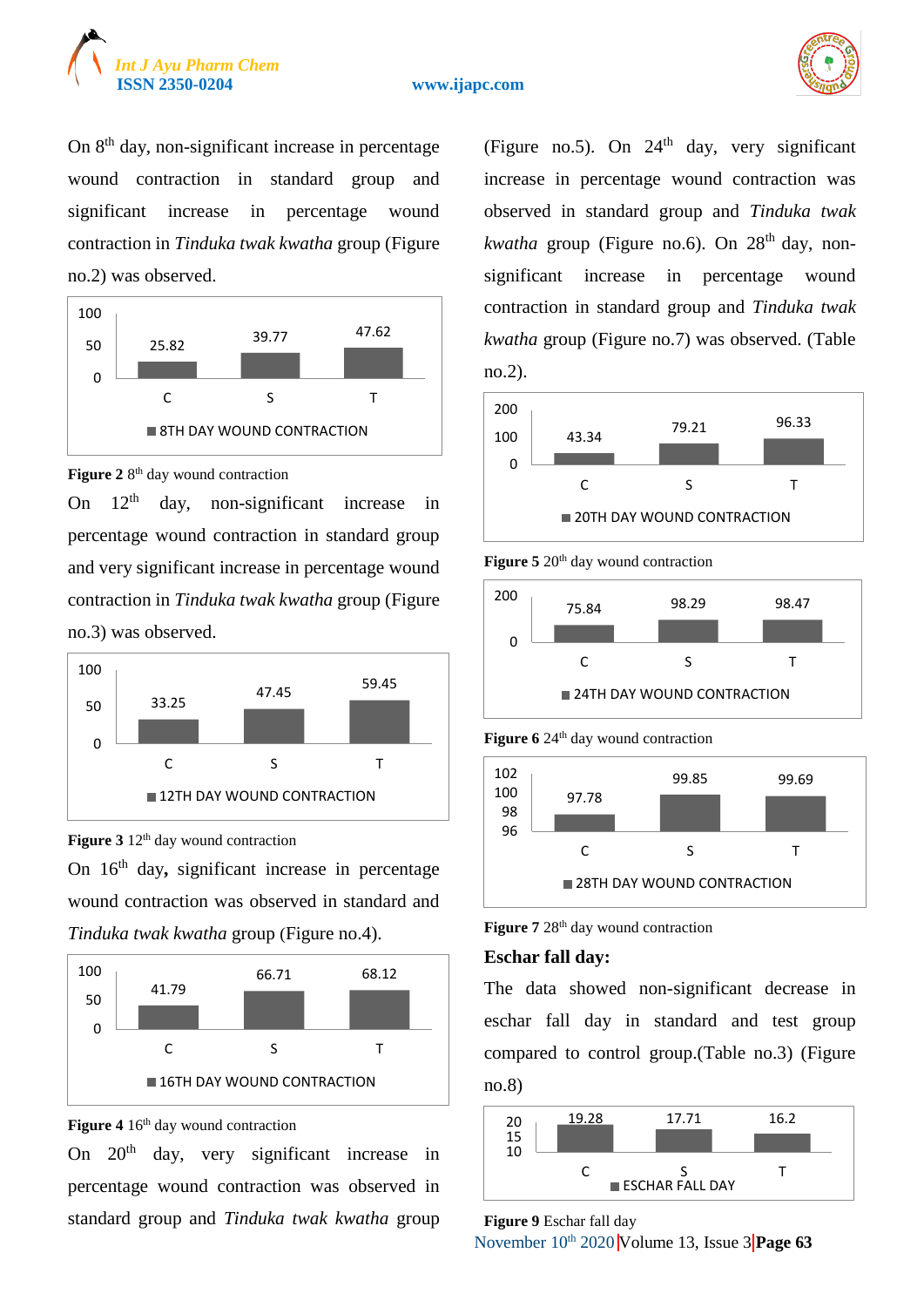On 8th day, non-significant increase in percentage wound contraction in standard group and significant increase in percentage wound contraction in *Tinduka twak kwatha* group (Figure no.2) was observed.

| | C | S | T |
|---|---|---|---|
| 8TH DAY WOUND CONTRACTION | 25.82 | 39.77 | 47.62 |

**Figure 2** 8th day wound contraction

On 12th day, non-significant increase in percentage wound contraction in standard group and very significant increase in percentage wound contraction in *Tinduka twak kwatha* group (Figure no.3) was observed.

| | C | S | T |
|---|---|---|---|
| 12TH DAY WOUND CONTRACTION | 33.25 | 47.45 | 59.45 |

**Figure 3** 12th day wound contraction

On 16th day**,** significant increase in percentage wound contraction was observed in standard and *Tinduka twak kwatha* group (Figure no.4).

| | C | S | T |
|---|---|---|---|
| 16TH DAY WOUND CONTRACTION | 41.79 | 66.71 | 68.12 |

**Figure 4** 16th day wound contraction

On 20th day, very significant increase in percentage wound contraction was observed in standard group and *Tinduka twak kwatha* group (Figure no.5). On 24th day, very significant increase in percentage wound contraction was observed in standard group and *Tinduka twak kwatha* group (Figure no.6). On 28th day, non-significant increase in percentage wound contraction in standard group and *Tinduka twak kwatha* group (Figure no.7) was observed. (Table no.2).

| | C | S | T |
|---|---|---|---|
| 20TH DAY WOUND CONTRACTION | 43.34 | 79.21 | 96.33 |

**Figure 5** 20th day wound contraction

| | C | S | T |
|---|---|---|---|
| 24TH DAY WOUND CONTRACTION | 75.84 | 98.29 | 98.47 |

**Figure 6** 24th day wound contraction

| | C | S | T |
|---|---|---|---|
| 28TH DAY WOUND CONTRACTION | 97.78 | 99.85 | 99.69 |

**Figure 7** 28th day wound contraction

**Eschar fall day:**

The data showed non-significant decrease in eschar fall day in standard and test group compared to control group.(Table no.3) (Figure no.8)

| | C | S | T |
|---|---|---|---|
| ESCHAR FALL DAY | 19.28 | 17.71 | 16.2 |

**Figure 9** Eschar fall day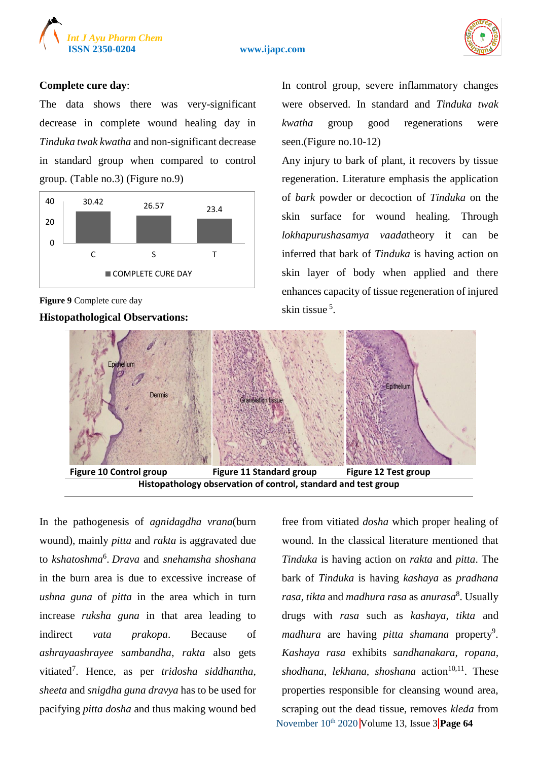**Complete cure day**:

The data shows there was very-significant decrease in complete wound healing day in *Tinduka twak kwatha* and non-significant decrease in standard group when compared to control group. (Table no.3) (Figure no.9)

| | C | S | T |
|---|---|---|---|
| COMPLETE CURE DAY | 30.42 | 26.57 | 23.4 |

**Figure 9** Complete cure day

**Histopathological Observations:**

In control group, severe inflammatory changes were observed. In standard and *Tinduka twak kwatha* group good regenerations were seen.(Figure no.10-12)

Any injury to bark of plant, it recovers by tissue regeneration. Literature emphasis the application of *bark* powder or decoction of *Tinduka* on the skin surface for wound healing. Through *lokhapurushasamya vaada*theory it can be inferred that bark of *Tinduka* is having action on skin layer of body when applied and there enhances capacity of tissue regeneration of injured skin tissue [5].

**Figure 10** Control group **Figure 11** Standard group **Figure 12** Test group

**Histopathology observation of control, standard and test group**

In the pathogenesis of *agnidagdha vrana*(burn wound), mainly *pitta* and *rakta* is aggravated due to *kshatoshma*[6]. *Drava* and *snehamsha shoshana* in the burn area is due to excessive increase of *ushna guna* of *pitta* in the area which in turn increase *ruksha guna* in that area leading to indirect *vata prakopa*. Because of *ashrayaashrayee sambandha*, *rakta* also gets vitiated[7]. Hence, as per *tridosha siddhantha*, *sheeta* and *snigdha guna dravya* has to be used for pacifying *pitta dosha* and thus making wound bed free from vitiated *dosha* which proper healing of wound. In the classical literature mentioned that *Tinduka* is having action on *rakta* and *pitta*. The bark of *Tinduka* is having *kashaya* as *pradhana rasa*, *tikta* and *madhura rasa* as *anurasa*[8]. Usually drugs with *rasa* such as *kashaya*, *tikta* and *madhura* are having *pitta shamana* property[9]. *Kashaya rasa* exhibits *sandhanakara*, *ropana*, *shodhana*, *lekhana*, *shoshana* action[10,11]. These properties responsible for cleansing wound area, scraping out the dead tissue, removes *kleda* from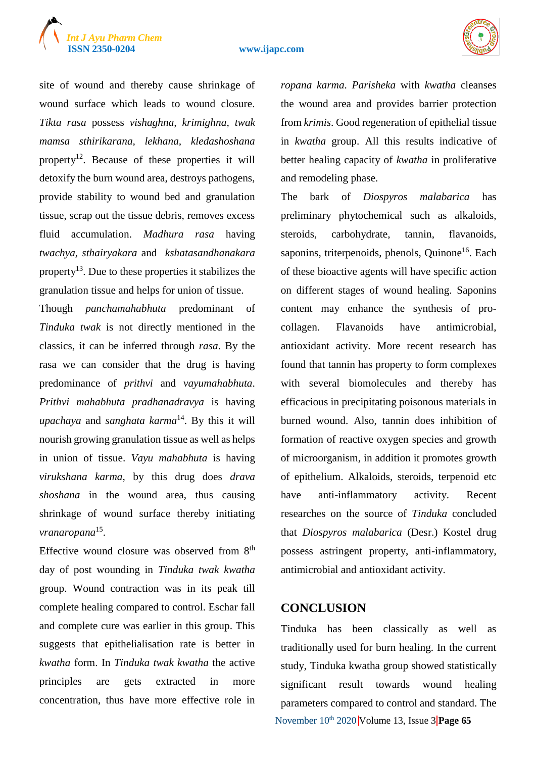site of wound and thereby cause shrinkage of wound surface which leads to wound closure. *Tikta rasa* possess *vishaghna*, *krimighna*, *twak mamsa sthirikarana*, *lekhana*, *kledashoshana* property[12]. Because of these properties it will detoxify the burn wound area, destroys pathogens, provide stability to wound bed and granulation tissue, scrap out the tissue debris, removes excess fluid accumulation. *Madhura rasa* having *twachya*, *sthairyakara* and *kshatasandhanakara* property[13]. Due to these properties it stabilizes the granulation tissue and helps for union of tissue.

Though *panchamahabhuta* predominant of *Tinduka twak* is not directly mentioned in the classics, it can be inferred through *rasa*. By the rasa we can consider that the drug is having predominance of *prithvi* and *vayumahabhuta*. *Prithvi mahabhuta pradhanadravya* is having *upachaya* and *sanghata karma*[14]. By this it will nourish growing granulation tissue as well as helps in union of tissue. *Vayu mahabhuta* is having *virukshana karma*, by this drug does *drava shoshana* in the wound area, thus causing shrinkage of wound surface thereby initiating *vranaropana*[15].

Effective wound closure was observed from 8th day of post wounding in *Tinduka twak kwatha* group. Wound contraction was in its peak till complete healing compared to control. Eschar fall and complete cure was earlier in this group. This suggests that epithelialisation rate is better in *kwatha* form. In *Tinduka twak kwatha* the active principles are gets extracted in more concentration, thus have more effective role in *ropana karma*. *Parisheka* with *kwatha* cleanses the wound area and provides barrier protection from *krimis*. Good regeneration of epithelial tissue in *kwatha* group. All this results indicative of better healing capacity of *kwatha* in proliferative and remodeling phase.

The bark of *Diospyros malabarica* has preliminary phytochemical such as alkaloids, steroids, carbohydrate, tannin, flavanoids, saponins, triterpenoids, phenols, Quinone[16]. Each of these bioactive agents will have specific action on different stages of wound healing. Saponins content may enhance the synthesis of pro-collagen. Flavanoids have antimicrobial, antioxidant activity. More recent research has found that tannin has property to form complexes with several biomolecules and thereby has efficacious in precipitating poisonous materials in burned wound. Also, tannin does inhibition of formation of reactive oxygen species and growth of microorganism, in addition it promotes growth of epithelium. Alkaloids, steroids, terpenoid etc have anti-inflammatory activity. Recent researches on the source of *Tinduka* concluded that *Diospyros malabarica* (Desr.) Kostel drug possess astringent property, anti-inflammatory, antimicrobial and antioxidant activity.

## CONCLUSION

Tinduka has been classically as well as traditionally used for burn healing. In the current study, Tinduka kwatha group showed statistically significant result towards wound healing parameters compared to control and standard. The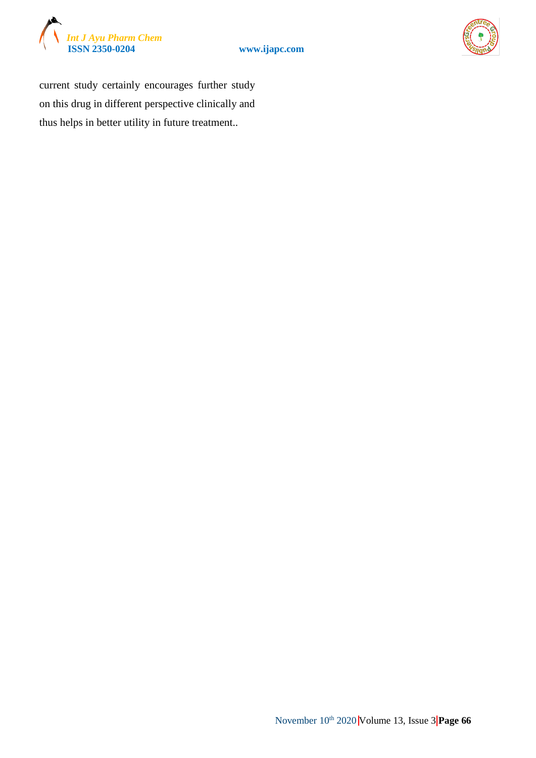current study certainly encourages further study on this drug in different perspective clinically and thus helps in better utility in future treatment..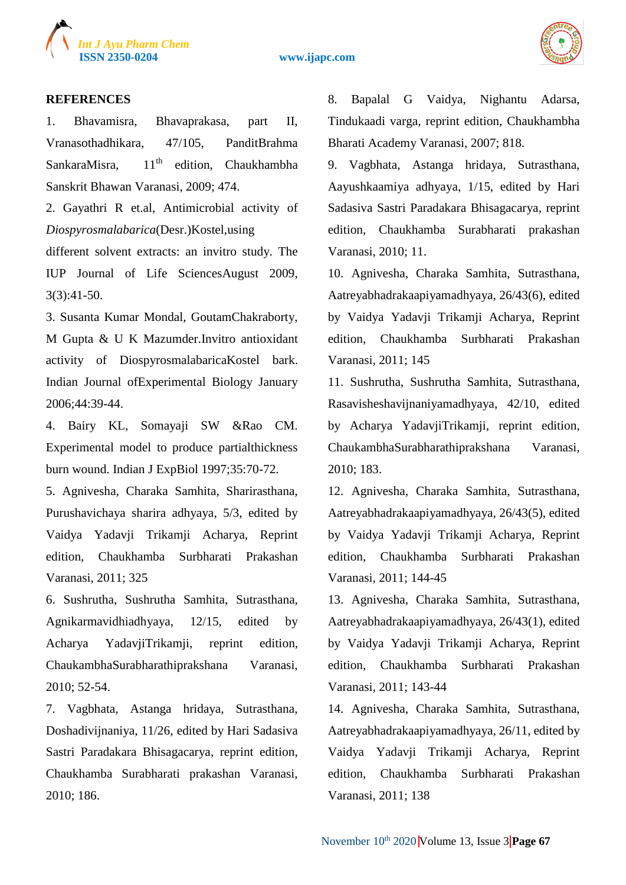## REFERENCES

1. Bhavamisra, Bhavaprakasa, part II, Vranasothadhikara, 47/105, PanditBrahma SankaraMisra, 11th edition, Chaukhambha Sanskrit Bhawan Varanasi, 2009; 474.
2. Gayathri R et.al, Antimicrobial activity of *Diospyrosmalabarica*(Desr.)Kostel,using different solvent extracts: an invitro study. The IUP Journal of Life SciencesAugust 2009, 3(3):41-50.
3. Susanta Kumar Mondal, GoutamChakraborty, M Gupta & U K Mazumder.Invitro antioxidant activity of DiospyrosmalabaricaKostel bark. Indian Journal ofExperimental Biology January 2006;44:39-44.
4. Bairy KL, Somayaji SW &Rao CM. Experimental model to produce partialthickness burn wound. Indian J ExpBiol 1997;35:70-72.
5. Agnivesha, Charaka Samhita, Sharirasthana, Purushavichaya sharira adhyaya, 5/3, edited by Vaidya Yadavji Trikamji Acharya, Reprint edition, Chaukhamba Surbharati Prakashan Varanasi, 2011; 325
6. Sushrutha, Sushrutha Samhita, Sutrasthana, Agnikarmavidhiadhyaya, 12/15, edited by Acharya YadavjiTrikamji, reprint edition, ChaukambhaSurabharathiprakshana Varanasi, 2010; 52-54.
7. Vagbhata, Astanga hridaya, Sutrasthana, Doshadivijnaniya, 11/26, edited by Hari Sadasiva Sastri Paradakara Bhisagacarya, reprint edition, Chaukhamba Surabharati prakashan Varanasi, 2010; 186.
8. Bapalal G Vaidya, Nighantu Adarsa, Tindukaadi varga, reprint edition, Chaukhambha Bharati Academy Varanasi, 2007; 818.
9. Vagbhata, Astanga hridaya, Sutrasthana, Aayushkaamiya adhyaya, 1/15, edited by Hari Sadasiva Sastri Paradakara Bhisagacarya, reprint edition, Chaukhamba Surabharati prakashan Varanasi, 2010; 11.
10. Agnivesha, Charaka Samhita, Sutrasthana, Aatreyabhadrakaapiyamadhyaya, 26/43(6), edited by Vaidya Yadavji Trikamji Acharya, Reprint edition, Chaukhamba Surbharati Prakashan Varanasi, 2011; 145
11. Sushrutha, Sushrutha Samhita, Sutrasthana, Rasavisheshavijnaniyamadhyaya, 42/10, edited by Acharya YadavjiTrikamji, reprint edition, ChaukambhaSurabharathiprakshana Varanasi, 2010; 183.
12. Agnivesha, Charaka Samhita, Sutrasthana, Aatreyabhadrakaapiyamadhyaya, 26/43(5), edited by Vaidya Yadavji Trikamji Acharya, Reprint edition, Chaukhamba Surbharati Prakashan Varanasi, 2011; 144-45
13. Agnivesha, Charaka Samhita, Sutrasthana, Aatreyabhadrakaapiyamadhyaya, 26/43(1), edited by Vaidya Yadavji Trikamji Acharya, Reprint edition, Chaukhamba Surbharati Prakashan Varanasi, 2011; 143-44
14. Agnivesha, Charaka Samhita, Sutrasthana, Aatreyabhadrakaapiyamadhyaya, 26/11, edited by Vaidya Yadavji Trikamji Acharya, Reprint edition, Chaukhamba Surbharati Prakashan Varanasi, 2011; 138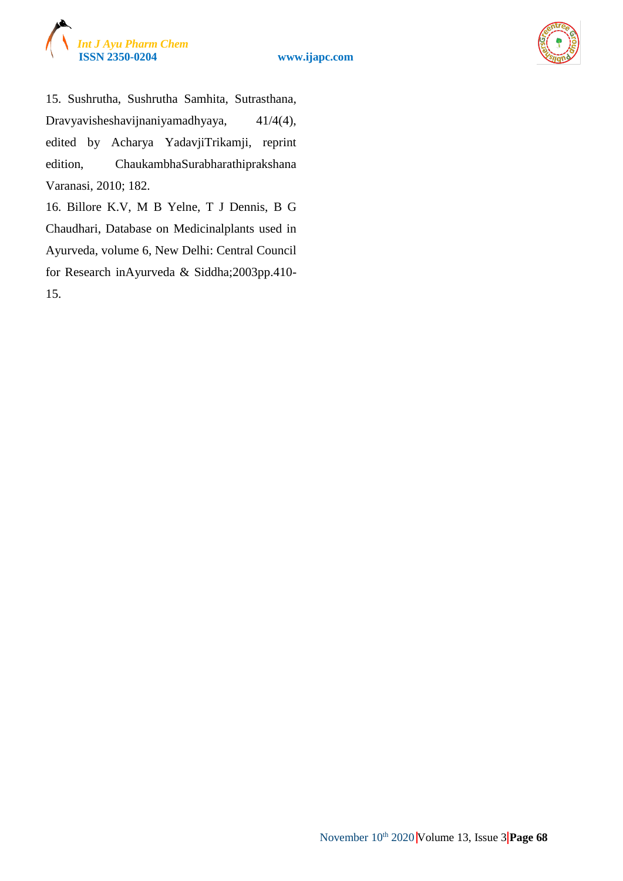15. Sushrutha, Sushrutha Samhita, Sutrasthana, Dravyavisheshavijnaniyamadhyaya, 41/4(4), edited by Acharya YadavjiTrikamji, reprint edition, ChaukambhaSurabharathiprakshana Varanasi, 2010; 182.

16. Billore K.V, M B Yelne, T J Dennis, B G Chaudhari, Database on Medicinalplants used in Ayurveda, volume 6, New Delhi: Central Council for Research inAyurveda & Siddha;2003pp.410-15.